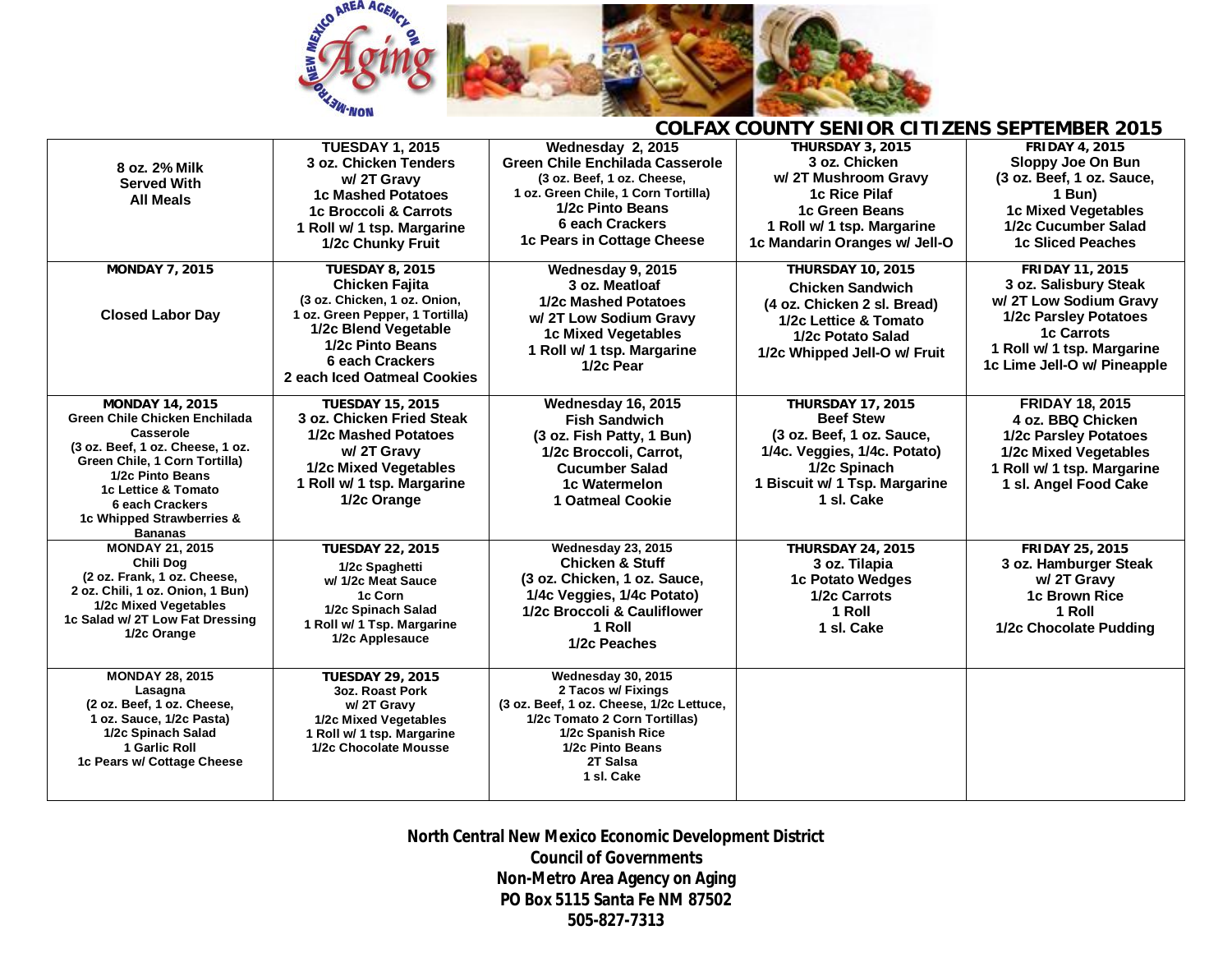# COLFAX COUNTY SENIOR CITIZENS SEPTEMBER 2015

| | | | | |
|---|---|---|---|---|
| 8 oz. 2% Milk<br>Served With<br>All Meals | TUESDAY 1, 2015<br>3 oz. Chicken Tenders<br>w/ 2T Gravy<br>1c Mashed Potatoes<br>1c Broccoli & Carrots<br>1 Roll w/ 1 tsp. Margarine<br>1/2c Chunky Fruit | Wednesday 2, 2015<br>Green Chile Enchilada Casserole<br>(3 oz. Beef, 1 oz. Cheese,<br>1 oz. Green Chile, 1 Corn Tortilla)<br>1/2c Pinto Beans<br>6 each Crackers<br>1c Pears in Cottage Cheese | THURSDAY 3, 2015<br>3 oz. Chicken<br>w/ 2T Mushroom Gravy<br>1c Rice Pilaf<br>1c Green Beans<br>1 Roll w/ 1 tsp. Margarine<br>1c Mandarin Oranges w/ Jell-O | FRIDAY 4, 2015<br>Sloppy Joe On Bun<br>(3 oz. Beef, 1 oz. Sauce,<br>1 Bun)<br>1c Mixed Vegetables<br>1/2c Cucumber Salad<br>1c Sliced Peaches |
| MONDAY 7, 2015<br><br>Closed Labor Day | TUESDAY 8, 2015<br>Chicken Fajita<br>(3 oz. Chicken, 1 oz. Onion,<br>1 oz. Green Pepper, 1 Tortilla)<br>1/2c Blend Vegetable<br>1/2c Pinto Beans<br>6 each Crackers<br>2 each Iced Oatmeal Cookies | Wednesday 9, 2015<br>3 oz. Meatloaf<br>1/2c Mashed Potatoes<br>w/ 2T Low Sodium Gravy<br>1c Mixed Vegetables<br>1 Roll w/ 1 tsp. Margarine<br>1/2c Pear | THURSDAY 10, 2015<br>Chicken Sandwich<br>(4 oz. Chicken 2 sl. Bread)<br>1/2c Lettice & Tomato<br>1/2c Potato Salad<br>1/2c Whipped Jell-O w/ Fruit | FRIDAY 11, 2015<br>3 oz. Salisbury Steak<br>w/ 2T Low Sodium Gravy<br>1/2c Parsley Potatoes<br>1c Carrots<br>1 Roll w/ 1 tsp. Margarine<br>1c Lime Jell-O w/ Pineapple |
| MONDAY 14, 2015<br>Green Chile Chicken Enchilada Casserole<br>(3 oz. Beef, 1 oz. Cheese, 1 oz. Green Chile, 1 Corn Tortilla)<br>1/2c Pinto Beans<br>1c Lettice & Tomato<br>6 each Crackers<br>1c Whipped Strawberries & Bananas | TUESDAY 15, 2015<br>3 oz. Chicken Fried Steak<br>1/2c Mashed Potatoes<br>w/ 2T Gravy<br>1/2c Mixed Vegetables<br>1 Roll w/ 1 tsp. Margarine<br>1/2c Orange | Wednesday 16, 2015<br>Fish Sandwich<br>(3 oz. Fish Patty, 1 Bun)<br>1/2c Broccoli, Carrot,<br>Cucumber Salad<br>1c Watermelon<br>1 Oatmeal Cookie | THURSDAY 17, 2015<br>Beef Stew<br>(3 oz. Beef, 1 oz. Sauce,<br>1/4c. Veggies, 1/4c. Potato)<br>1/2c Spinach<br>1 Biscuit w/ 1 Tsp. Margarine<br>1 sl. Cake | FRIDAY 18, 2015<br>4 oz. BBQ Chicken<br>1/2c Parsley Potatoes<br>1/2c Mixed Vegetables<br>1 Roll w/ 1 tsp. Margarine<br>1 sl. Angel Food Cake |
| MONDAY 21, 2015<br>Chili Dog<br>(2 oz. Frank, 1 oz. Cheese,<br>2 oz. Chili, 1 oz. Onion, 1 Bun)<br>1/2c Mixed Vegetables<br>1c Salad w/ 2T Low Fat Dressing<br>1/2c Orange | TUESDAY 22, 2015<br>1/2c Spaghetti<br>w/ 1/2c Meat Sauce<br>1c Corn<br>1/2c Spinach Salad<br>1 Roll w/ 1 Tsp. Margarine<br>1/2c Applesauce | Wednesday 23, 2015<br>Chicken & Stuff<br>(3 oz. Chicken, 1 oz. Sauce,<br>1/4c Veggies, 1/4c Potato)<br>1/2c Broccoli & Cauliflower<br>1 Roll<br>1/2c Peaches | THURSDAY 24, 2015<br>3 oz. Tilapia<br>1c Potato Wedges<br>1/2c Carrots<br>1 Roll<br>1 sl. Cake | FRIDAY 25, 2015<br>3 oz. Hamburger Steak<br>w/ 2T Gravy<br>1c Brown Rice<br>1 Roll<br>1/2c Chocolate Pudding |
| MONDAY 28, 2015<br>Lasagna<br>(2 oz. Beef, 1 oz. Cheese,<br>1 oz. Sauce, 1/2c Pasta)<br>1/2c Spinach Salad<br>1 Garlic Roll<br>1c Pears w/ Cottage Cheese | TUESDAY 29, 2015<br>3oz. Roast Pork<br>w/ 2T Gravy<br>1/2c Mixed Vegetables<br>1 Roll w/ 1 tsp. Margarine<br>1/2c Chocolate Mousse | Wednesday 30, 2015<br>2 Tacos w/ Fixings<br>(3 oz. Beef, 1 oz. Cheese, 1/2c Lettuce,<br>1/2c Tomato 2 Corn Tortillas)<br>1/2c Spanish Rice<br>1/2c Pinto Beans<br>2T Salsa<br>1 sl. Cake | | |

**North Central New Mexico Economic Development District**
**Council of Governments**
**Non-Metro Area Agency on Aging**
**PO Box 5115 Santa Fe NM 87502**
**505-827-7313**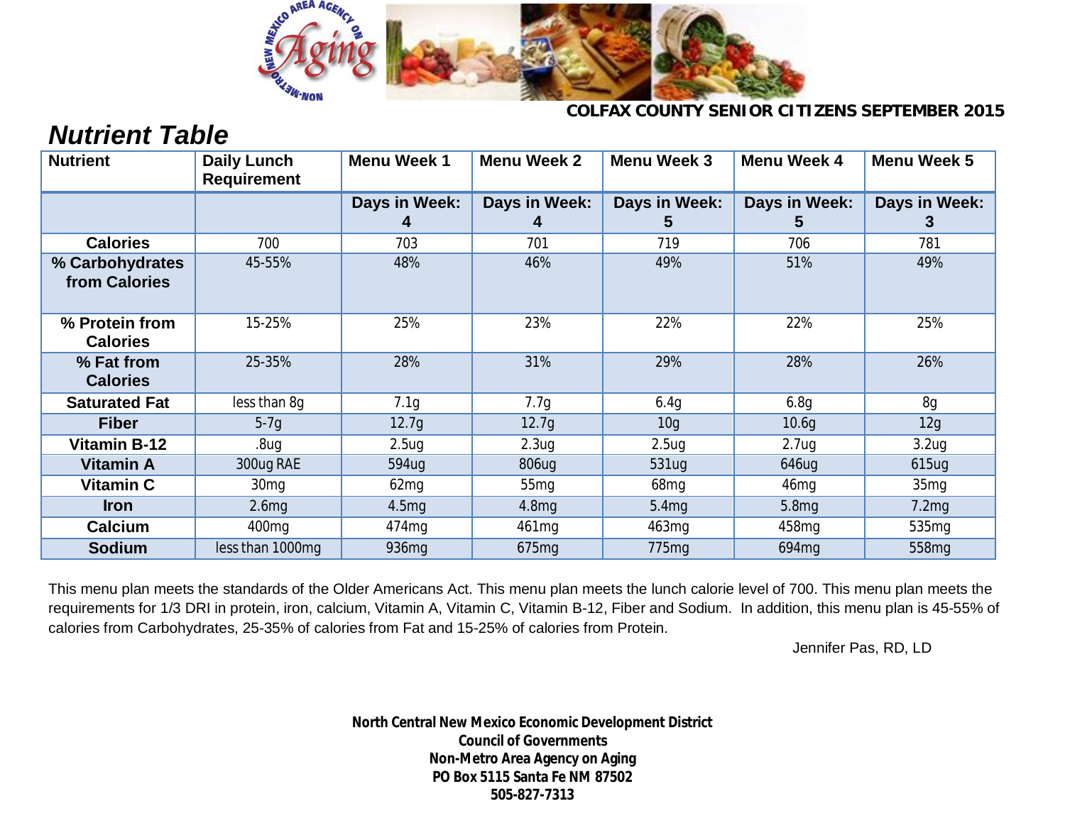COLFAX COUNTY SENIOR CITIZENS SEPTEMBER 2015

# Nutrient Table

| Nutrient | Daily Lunch Requirement | Menu Week 1 | Menu Week 2 | Menu Week 3 | Menu Week 4 | Menu Week 5 |
|---|---|---|---|---|---|---|
| | | Days in Week: 4 | Days in Week: 4 | Days in Week: 5 | Days in Week: 5 | Days in Week: 3 |
| Calories | 700 | 703 | 701 | 719 | 706 | 781 |
| % Carbohydrates from Calories | 45-55% | 48% | 46% | 49% | 51% | 49% |
| % Protein from Calories | 15-25% | 25% | 23% | 22% | 22% | 25% |
| % Fat from Calories | 25-35% | 28% | 31% | 29% | 28% | 26% |
| Saturated Fat | less than 8g | 7.1g | 7.7g | 6.4g | 6.8g | 8g |
| Fiber | 5-7g | 12.7g | 12.7g | 10g | 10.6g | 12g |
| Vitamin B-12 | .8ug | 2.5ug | 2.3ug | 2.5ug | 2.7ug | 3.2ug |
| Vitamin A | 300ug RAE | 594ug | 806ug | 531ug | 646ug | 615ug |
| Vitamin C | 30mg | 62mg | 55mg | 68mg | 46mg | 35mg |
| Iron | 2.6mg | 4.5mg | 4.8mg | 5.4mg | 5.8mg | 7.2mg |
| Calcium | 400mg | 474mg | 461mg | 463mg | 458mg | 535mg |
| Sodium | less than 1000mg | 936mg | 675mg | 775mg | 694mg | 558mg |

This menu plan meets the standards of the Older Americans Act. This menu plan meets the lunch calorie level of 700. This menu plan meets the requirements for 1/3 DRI in protein, iron, calcium, Vitamin A, Vitamin C, Vitamin B-12, Fiber and Sodium. In addition, this menu plan is 45-55% of calories from Carbohydrates, 25-35% of calories from Fat and 15-25% of calories from Protein.

Jennifer Pas, RD, LD

**North Central New Mexico Economic Development District**
**Council of Governments**
**Non-Metro Area Agency on Aging**
**PO Box 5115 Santa Fe NM 87502**
**505-827-7313**